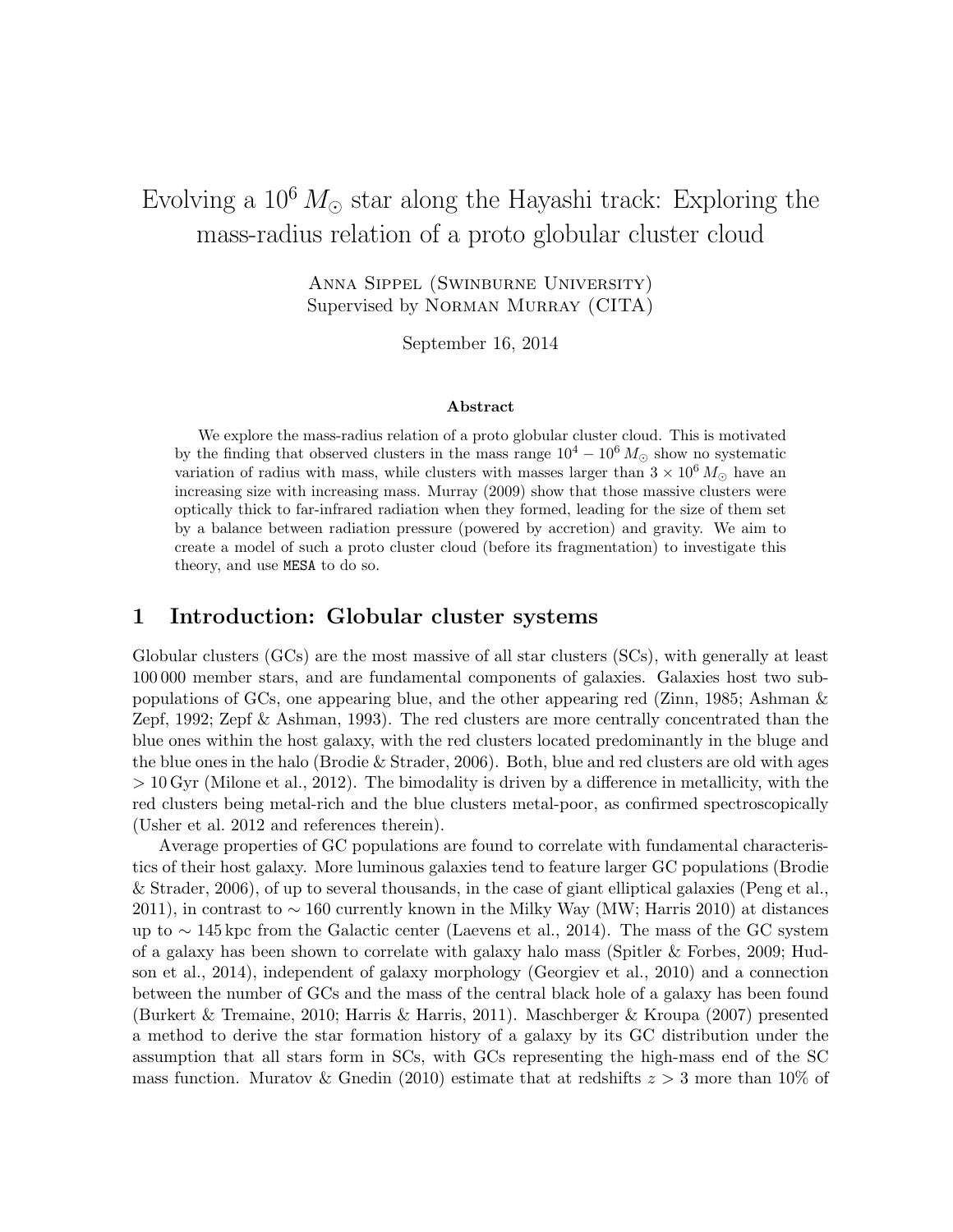# Evolving a $10^6\,M_\odot$ star along the Hayashi track: Exploring the mass-radius relation of a proto globular cluster cloud

Anna Sippel (Swinburne University)
Supervised by Norman Murray (CITA)

September 16, 2014

### Abstract

We explore the mass-radius relation of a proto globular cluster cloud. This is motivated by the finding that observed clusters in the mass range $10^4 - 10^6\,M_\odot$ show no systematic variation of radius with mass, while clusters with masses larger than $3 \times 10^6\,M_\odot$ have an increasing size with increasing mass. Murray (2009) show that those massive clusters were optically thick to far-infrared radiation when they formed, leading for the size of them set by a balance between radiation pressure (powered by accretion) and gravity. We aim to create a model of such a proto cluster cloud (before its fragmentation) to investigate this theory, and use `MESA` to do so.

## 1 Introduction: Globular cluster systems

Globular clusters (GCs) are the most massive of all star clusters (SCs), with generally at least 100 000 member stars, and are fundamental components of galaxies. Galaxies host two sub-populations of GCs, one appearing blue, and the other appearing red (Zinn, 1985; Ashman & Zepf, 1992; Zepf & Ashman, 1993). The red clusters are more centrally concentrated than the blue ones within the host galaxy, with the red clusters located predominantly in the bluge and the blue ones in the halo (Brodie & Strader, 2006). Both, blue and red clusters are old with ages $> 10$ Gyr (Milone et al., 2012). The bimodality is driven by a difference in metallicity, with the red clusters being metal-rich and the blue clusters metal-poor, as confirmed spectroscopically (Usher et al. 2012 and references therein).

Average properties of GC populations are found to correlate with fundamental characteristics of their host galaxy. More luminous galaxies tend to feature larger GC populations (Brodie & Strader, 2006), of up to several thousands, in the case of giant elliptical galaxies (Peng et al., 2011), in contrast to $\sim 160$ currently known in the Milky Way (MW; Harris 2010) at distances up to $\sim 145$ kpc from the Galactic center (Laevens et al., 2014). The mass of the GC system of a galaxy has been shown to correlate with galaxy halo mass (Spitler & Forbes, 2009; Hudson et al., 2014), independent of galaxy morphology (Georgiev et al., 2010) and a connection between the number of GCs and the mass of the central black hole of a galaxy has been found (Burkert & Tremaine, 2010; Harris & Harris, 2011). Maschberger & Kroupa (2007) presented a method to derive the star formation history of a galaxy by its GC distribution under the assumption that all stars form in SCs, with GCs representing the high-mass end of the SC mass function. Muratov & Gnedin (2010) estimate that at redshifts $z > 3$ more than 10% of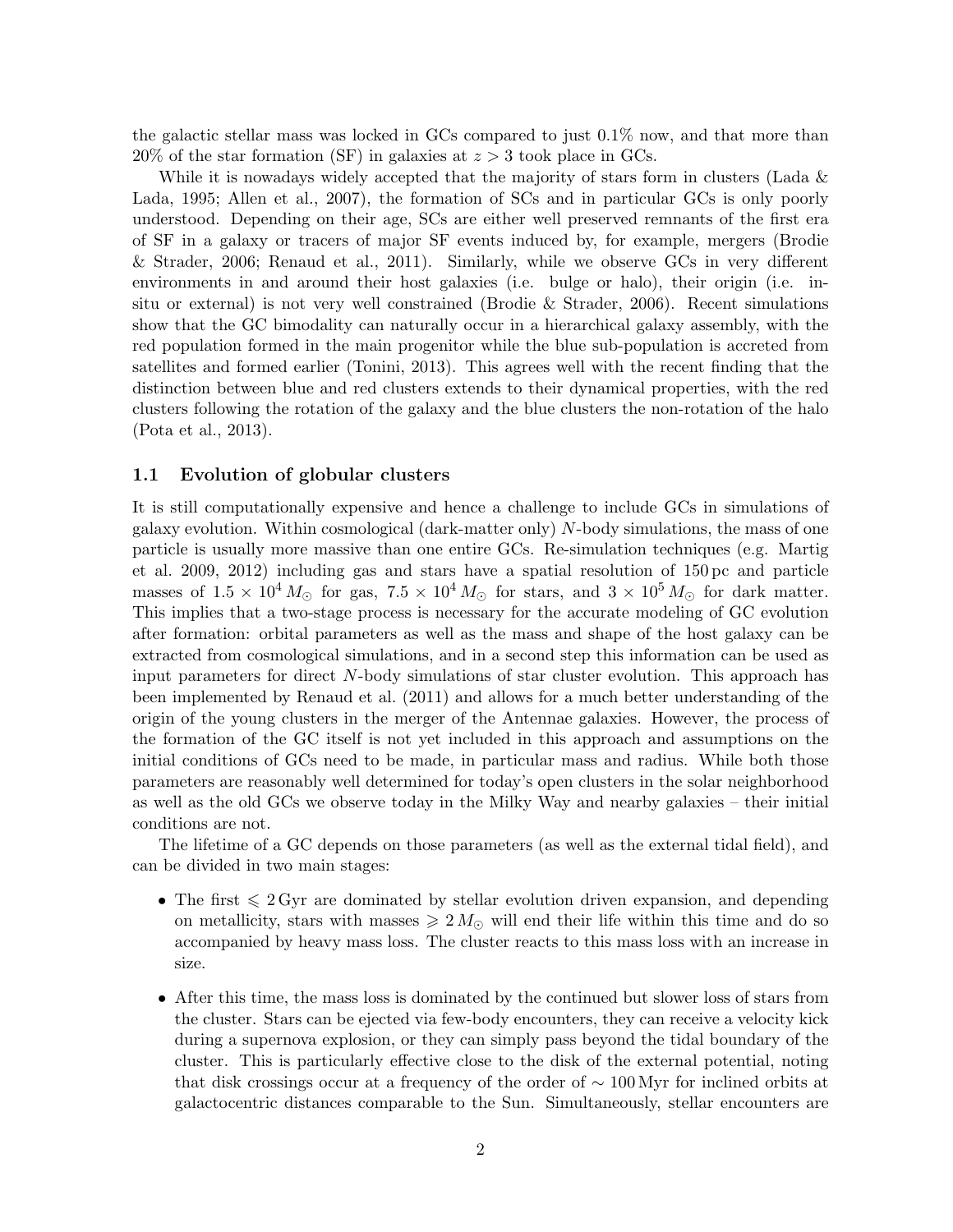the galactic stellar mass was locked in GCs compared to just 0.1% now, and that more than 20% of the star formation (SF) in galaxies at $z > 3$ took place in GCs.

While it is nowadays widely accepted that the majority of stars form in clusters (Lada & Lada, 1995; Allen et al., 2007), the formation of SCs and in particular GCs is only poorly understood. Depending on their age, SCs are either well preserved remnants of the first era of SF in a galaxy or tracers of major SF events induced by, for example, mergers (Brodie & Strader, 2006; Renaud et al., 2011). Similarly, while we observe GCs in very different environments in and around their host galaxies (i.e. bulge or halo), their origin (i.e. in-situ or external) is not very well constrained (Brodie & Strader, 2006). Recent simulations show that the GC bimodality can naturally occur in a hierarchical galaxy assembly, with the red population formed in the main progenitor while the blue sub-population is accreted from satellites and formed earlier (Tonini, 2013). This agrees well with the recent finding that the distinction between blue and red clusters extends to their dynamical properties, with the red clusters following the rotation of the galaxy and the blue clusters the non-rotation of the halo (Pota et al., 2013).

### 1.1 Evolution of globular clusters

It is still computationally expensive and hence a challenge to include GCs in simulations of galaxy evolution. Within cosmological (dark-matter only) $N$-body simulations, the mass of one particle is usually more massive than one entire GCs. Re-simulation techniques (e.g. Martig et al. 2009, 2012) including gas and stars have a spatial resolution of 150 pc and particle masses of $1.5 \times 10^4\,M_{\odot}$ for gas, $7.5 \times 10^4\,M_{\odot}$ for stars, and $3 \times 10^5\,M_{\odot}$ for dark matter. This implies that a two-stage process is necessary for the accurate modeling of GC evolution after formation: orbital parameters as well as the mass and shape of the host galaxy can be extracted from cosmological simulations, and in a second step this information can be used as input parameters for direct $N$-body simulations of star cluster evolution. This approach has been implemented by Renaud et al. (2011) and allows for a much better understanding of the origin of the young clusters in the merger of the Antennae galaxies. However, the process of the formation of the GC itself is not yet included in this approach and assumptions on the initial conditions of GCs need to be made, in particular mass and radius. While both those parameters are reasonably well determined for today's open clusters in the solar neighborhood as well as the old GCs we observe today in the Milky Way and nearby galaxies – their initial conditions are not.

The lifetime of a GC depends on those parameters (as well as the external tidal field), and can be divided in two main stages:

- The first $\leqslant 2$ Gyr are dominated by stellar evolution driven expansion, and depending on metallicity, stars with masses $\geqslant 2\,M_{\odot}$ will end their life within this time and do so accompanied by heavy mass loss. The cluster reacts to this mass loss with an increase in size.
- After this time, the mass loss is dominated by the continued but slower loss of stars from the cluster. Stars can be ejected via few-body encounters, they can receive a velocity kick during a supernova explosion, or they can simply pass beyond the tidal boundary of the cluster. This is particularly effective close to the disk of the external potential, noting that disk crossings occur at a frequency of the order of $\sim 100$ Myr for inclined orbits at galactocentric distances comparable to the Sun. Simultaneously, stellar encounters are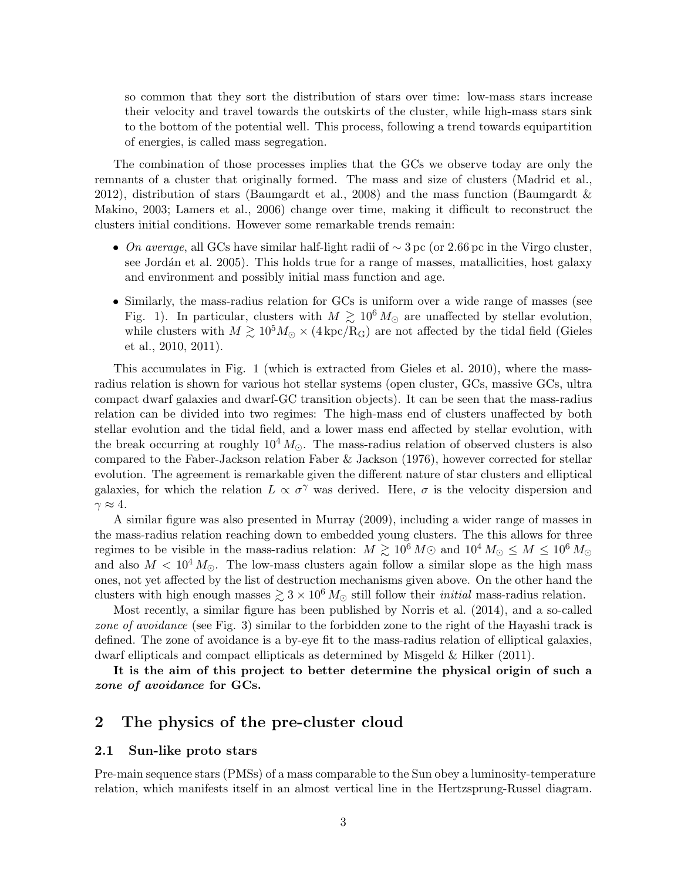so common that they sort the distribution of stars over time: low-mass stars increase their velocity and travel towards the outskirts of the cluster, while high-mass stars sink to the bottom of the potential well. This process, following a trend towards equipartition of energies, is called mass segregation.

The combination of those processes implies that the GCs we observe today are only the remnants of a cluster that originally formed. The mass and size of clusters (Madrid et al., 2012), distribution of stars (Baumgardt et al., 2008) and the mass function (Baumgardt & Makino, 2003; Lamers et al., 2006) change over time, making it difficult to reconstruct the clusters initial conditions. However some remarkable trends remain:

- *On average*, all GCs have similar half-light radii of $\sim 3\,\mathrm{pc}$ (or $2.66\,\mathrm{pc}$ in the Virgo cluster, see Jordán et al. 2005). This holds true for a range of masses, metallicities, host galaxy and environment and possibly initial mass function and age.
- Similarly, the mass-radius relation for GCs is uniform over a wide range of masses (see Fig. 1). In particular, clusters with $M \gtrsim 10^6\,M_\odot$ are unaffected by stellar evolution, while clusters with $M \gtrsim 10^5 M_\odot \times (4\,\mathrm{kpc}/\mathrm{R_G})$ are not affected by the tidal field (Gieles et al., 2010, 2011).

This accumulates in Fig. 1 (which is extracted from Gieles et al. 2010), where the mass-radius relation is shown for various hot stellar systems (open cluster, GCs, massive GCs, ultra compact dwarf galaxies and dwarf-GC transition objects). It can be seen that the mass-radius relation can be divided into two regimes: The high-mass end of clusters unaffected by both stellar evolution and the tidal field, and a lower mass end affected by stellar evolution, with the break occurring at roughly $10^4\,M_\odot$. The mass-radius relation of observed clusters is also compared to the Faber-Jackson relation Faber & Jackson (1976), however corrected for stellar evolution. The agreement is remarkable given the different nature of star clusters and elliptical galaxies, for which the relation $L \propto \sigma^\gamma$ was derived. Here, $\sigma$ is the velocity dispersion and $\gamma \approx 4$.

A similar figure was also presented in Murray (2009), including a wider range of masses in the mass-radius relation reaching down to embedded young clusters. The this allows for three regimes to be visible in the mass-radius relation: $M \gtrsim 10^6\,M\odot$ and $10^4\,M_\odot \leq M \leq 10^6\,M_\odot$ and also $M < 10^4\,M_\odot$. The low-mass clusters again follow a similar slope as the high mass ones, not yet affected by the list of destruction mechanisms given above. On the other hand the clusters with high enough masses $\gtrsim 3 \times 10^6\,M_\odot$ still follow their *initial* mass-radius relation.

Most recently, a similar figure has been published by Norris et al. (2014), and a so-called *zone of avoidance* (see Fig. 3) similar to the forbidden zone to the right of the Hayashi track is defined. The zone of avoidance is a by-eye fit to the mass-radius relation of elliptical galaxies, dwarf ellipticals and compact ellipticals as determined by Misgeld & Hilker (2011).

**It is the aim of this project to better determine the physical origin of such a *zone of avoidance* for GCs.**

## 2 The physics of the pre-cluster cloud

### 2.1 Sun-like proto stars

Pre-main sequence stars (PMSs) of a mass comparable to the Sun obey a luminosity-temperature relation, which manifests itself in an almost vertical line in the Hertzsprung-Russel diagram.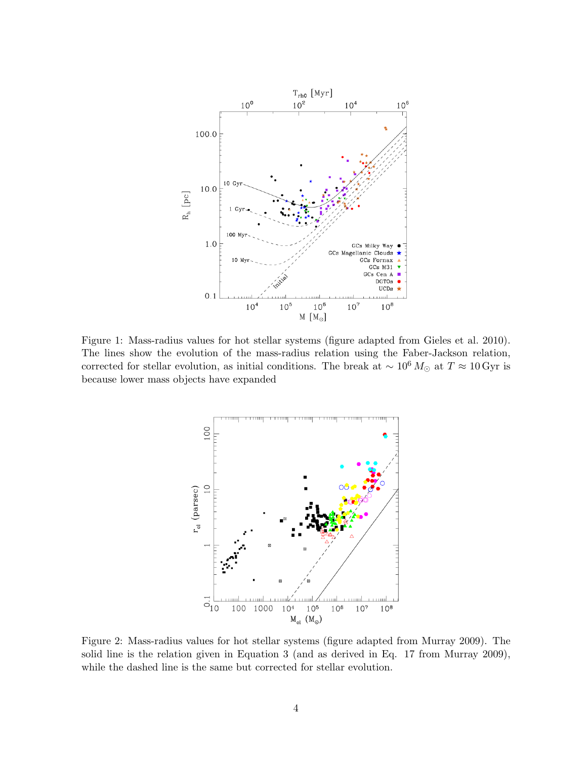Figure 1: Mass-radius values for hot stellar systems (figure adapted from Gieles et al. 2010). The lines show the evolution of the mass-radius relation using the Faber-Jackson relation, corrected for stellar evolution, as initial conditions. The break at $\sim 10^6\,M_\odot$ at $T \approx 10\,\mathrm{Gyr}$ is because lower mass objects have expanded

Figure 2: Mass-radius values for hot stellar systems (figure adapted from Murray 2009). The solid line is the relation given in Equation 3 (and as derived in Eq. 17 from Murray 2009), while the dashed line is the same but corrected for stellar evolution.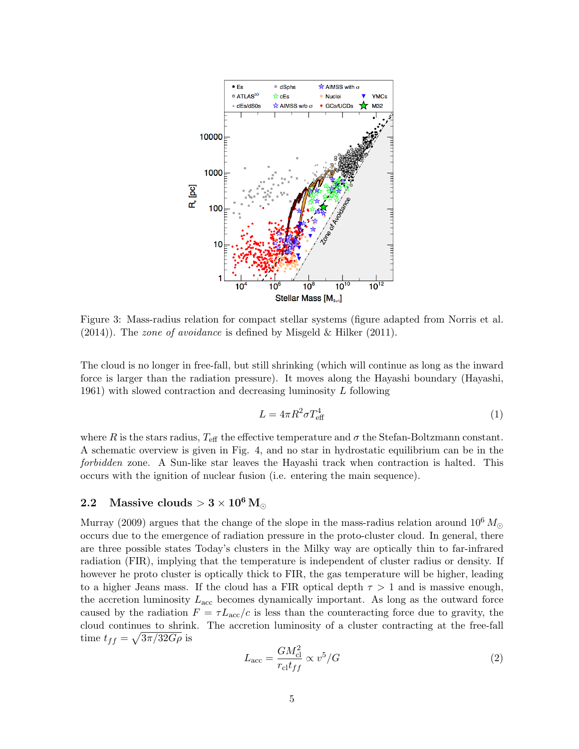Figure 3: Mass-radius relation for compact stellar systems (figure adapted from Norris et al. (2014)). The *zone of avoidance* is defined by Misgeld & Hilker (2011).

The cloud is no longer in free-fall, but still shrinking (which will continue as long as the inward force is larger than the radiation pressure). It moves along the Hayashi boundary (Hayashi, 1961) with slowed contraction and decreasing luminosity $L$ following

$$L = 4\pi R^2 \sigma T_{\text{eff}}^4 \tag{1}$$

where $R$ is the stars radius, $T_{\text{eff}}$ the effective temperature and $\sigma$ the Stefan-Boltzmann constant. A schematic overview is given in Fig. 4, and no star in hydrostatic equilibrium can be in the *forbidden* zone. A Sun-like star leaves the Hayashi track when contraction is halted. This occurs with the ignition of nuclear fusion (i.e. entering the main sequence).

## 2.2 Massive clouds $> 3 \times 10^6\,\mathrm{M}_\odot$

Murray (2009) argues that the change of the slope in the mass-radius relation around $10^6\,M_\odot$ occurs due to the emergence of radiation pressure in the proto-cluster cloud. In general, there are three possible states Today's clusters in the Milky way are optically thin to far-infrared radiation (FIR), implying that the temperature is independent of cluster radius or density. If however he proto cluster is optically thick to FIR, the gas temperature will be higher, leading to a higher Jeans mass. If the cloud has a FIR optical depth $\tau > 1$ and is massive enough, the accretion luminosity $L_{\text{acc}}$ becomes dynamically important. As long as the outward force caused by the radiation $F = \tau L_{\text{acc}}/c$ is less than the counteracting force due to gravity, the cloud continues to shrink. The accretion luminosity of a cluster contracting at the free-fall time $t_{ff} = \sqrt{3\pi/32G\rho}$ is

$$L_{\text{acc}} = \frac{GM_{\text{cl}}^2}{r_{\text{cl}} t_{ff}} \propto v^5/G \tag{2}$$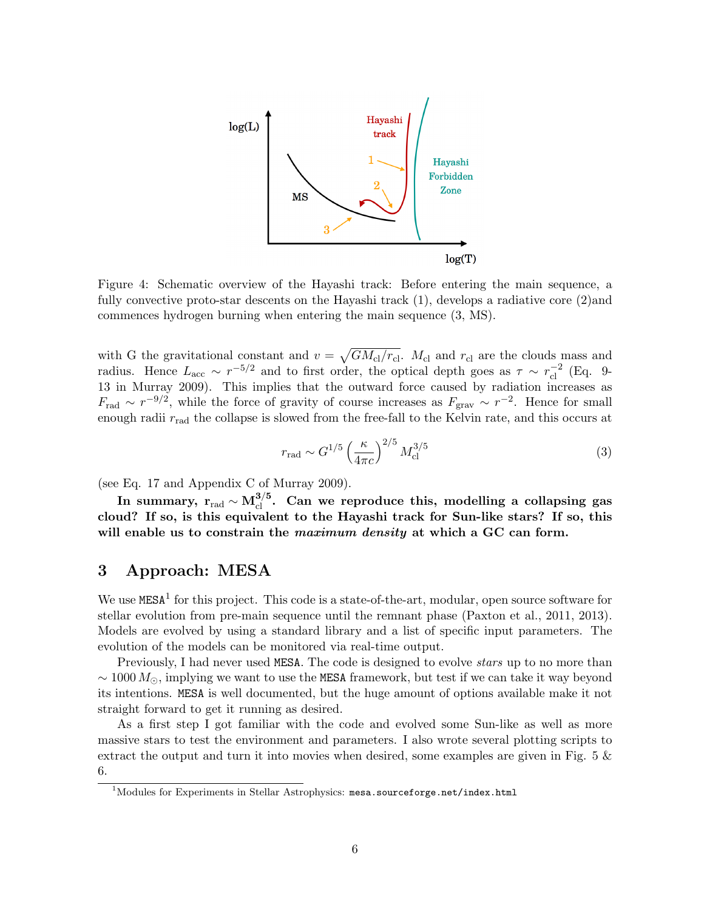Figure 4: Schematic overview of the Hayashi track: Before entering the main sequence, a fully convective proto-star descents on the Hayashi track (1), develops a radiative core (2)and commences hydrogen burning when entering the main sequence (3, MS).

with G the gravitational constant and $v = \sqrt{GM_{\rm cl}/r_{\rm cl}}$. $M_{\rm cl}$ and $r_{\rm cl}$ are the clouds mass and radius. Hence $L_{\rm acc} \sim r^{-5/2}$ and to first order, the optical depth goes as $\tau \sim r_{\rm cl}^{-2}$ (Eq. 9-13 in Murray 2009). This implies that the outward force caused by radiation increases as $F_{\rm rad} \sim r^{-9/2}$, while the force of gravity of course increases as $F_{\rm grav} \sim r^{-2}$. Hence for small enough radii $r_{\rm rad}$ the collapse is slowed from the free-fall to the Kelvin rate, and this occurs at

$$r_{\rm rad} \sim G^{1/5} \left(\frac{\kappa}{4\pi c}\right)^{2/5} M_{\rm cl}^{3/5} \tag{3}$$

(see Eq. 17 and Appendix C of Murray 2009).

**In summary, $\mathbf{r_{rad} \sim M_{cl}^{3/5}}$. Can we reproduce this, modelling a collapsing gas cloud? If so, is this equivalent to the Hayashi track for Sun-like stars? If so, this will enable us to constrain the *maximum density* at which a GC can form.**

## 3 Approach: MESA

We use MESA[1] for this project. This code is a state-of-the-art, modular, open source software for stellar evolution from pre-main sequence until the remnant phase (Paxton et al., 2011, 2013). Models are evolved by using a standard library and a list of specific input parameters. The evolution of the models can be monitored via real-time output.

Previously, I had never used MESA. The code is designed to evolve *stars* up to no more than $\sim 1000\, M_\odot$, implying we want to use the MESA framework, but test if we can take it way beyond its intentions. MESA is well documented, but the huge amount of options available make it not straight forward to get it running as desired.

As a first step I got familiar with the code and evolved some Sun-like as well as more massive stars to test the environment and parameters. I also wrote several plotting scripts to extract the output and turn it into movies when desired, some examples are given in Fig. 5 & 6.

[1] Modules for Experiments in Stellar Astrophysics: mesa.sourceforge.net/index.html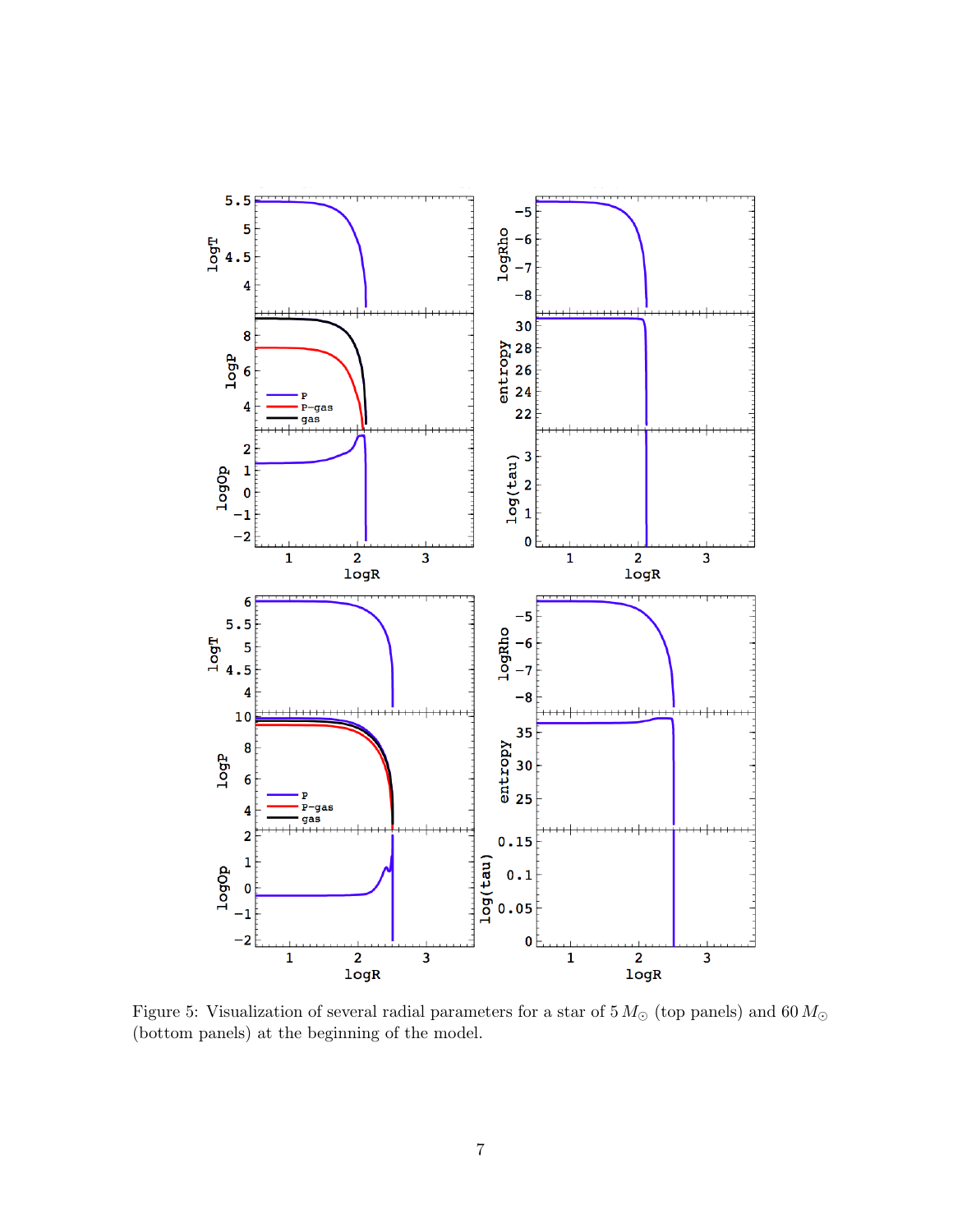Figure 5: Visualization of several radial parameters for a star of $5\,M_{\odot}$ (top panels) and $60\,M_{\odot}$ (bottom panels) at the beginning of the model.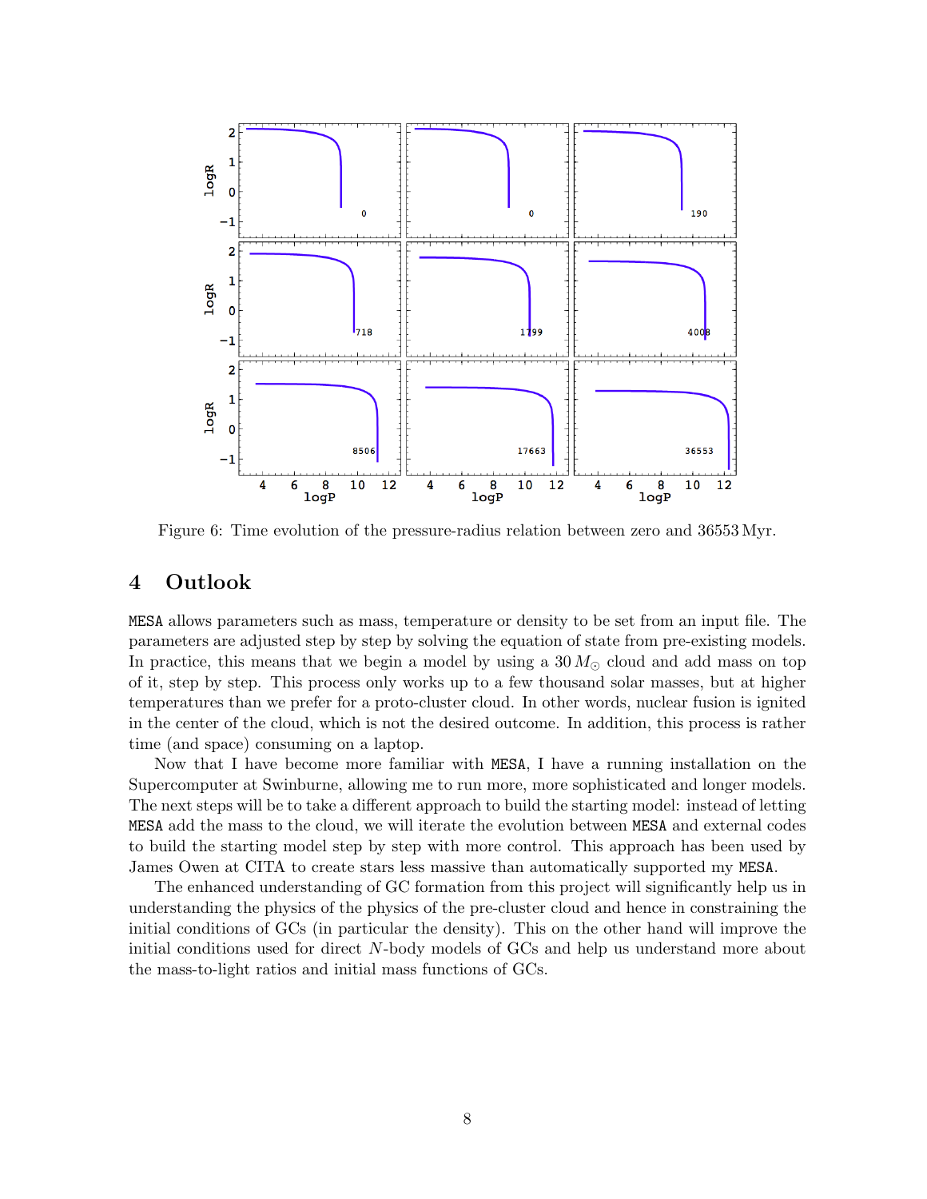Figure 6: Time evolution of the pressure-radius relation between zero and 36553 Myr.

# 4 Outlook

MESA allows parameters such as mass, temperature or density to be set from an input file. The parameters are adjusted step by step by solving the equation of state from pre-existing models. In practice, this means that we begin a model by using a $30\,M_\odot$ cloud and add mass on top of it, step by step. This process only works up to a few thousand solar masses, but at higher temperatures than we prefer for a proto-cluster cloud. In other words, nuclear fusion is ignited in the center of the cloud, which is not the desired outcome. In addition, this process is rather time (and space) consuming on a laptop.

Now that I have become more familiar with MESA, I have a running installation on the Supercomputer at Swinburne, allowing me to run more, more sophisticated and longer models. The next steps will be to take a different approach to build the starting model: instead of letting MESA add the mass to the cloud, we will iterate the evolution between MESA and external codes to build the starting model step by step with more control. This approach has been used by James Owen at CITA to create stars less massive than automatically supported my MESA.

The enhanced understanding of GC formation from this project will significantly help us in understanding the physics of the physics of the pre-cluster cloud and hence in constraining the initial conditions of GCs (in particular the density). This on the other hand will improve the initial conditions used for direct $N$-body models of GCs and help us understand more about the mass-to-light ratios and initial mass functions of GCs.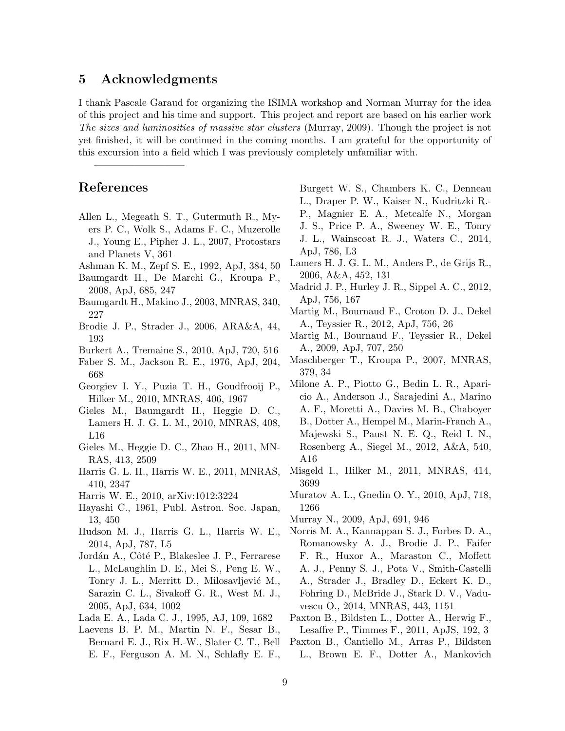## 5 Acknowledgments

I thank Pascale Garaud for organizing the ISIMA workshop and Norman Murray for the idea of this project and his time and support. This project and report are based on his earlier work *The sizes and luminosities of massive star clusters* (Murray, 2009). Though the project is not yet finished, it will be continued in the coming months. I am grateful for the opportunity of this excursion into a field which I was previously completely unfamiliar with.

## References

Allen L., Megeath S. T., Gutermuth R., Myers P. C., Wolk S., Adams F. C., Muzerolle J., Young E., Pipher J. L., 2007, Protostars and Planets V, 361

Ashman K. M., Zepf S. E., 1992, ApJ, 384, 50

Baumgardt H., De Marchi G., Kroupa P., 2008, ApJ, 685, 247

Baumgardt H., Makino J., 2003, MNRAS, 340, 227

Brodie J. P., Strader J., 2006, ARA&A, 44, 193

Burkert A., Tremaine S., 2010, ApJ, 720, 516

Faber S. M., Jackson R. E., 1976, ApJ, 204, 668

Georgiev I. Y., Puzia T. H., Goudfrooij P., Hilker M., 2010, MNRAS, 406, 1967

Gieles M., Baumgardt H., Heggie D. C., Lamers H. J. G. L. M., 2010, MNRAS, 408, L16

Gieles M., Heggie D. C., Zhao H., 2011, MNRAS, 413, 2509

Harris G. L. H., Harris W. E., 2011, MNRAS, 410, 2347

Harris W. E., 2010, arXiv:1012:3224

Hayashi C., 1961, Publ. Astron. Soc. Japan, 13, 450

Hudson M. J., Harris G. L., Harris W. E., 2014, ApJ, 787, L5

Jordán A., Côté P., Blakeslee J. P., Ferrarese L., McLaughlin D. E., Mei S., Peng E. W., Tonry J. L., Merritt D., Milosavljević M., Sarazin C. L., Sivakoff G. R., West M. J., 2005, ApJ, 634, 1002

Lada E. A., Lada C. J., 1995, AJ, 109, 1682

Laevens B. P. M., Martin N. F., Sesar B., Bernard E. J., Rix H.-W., Slater C. T., Bell E. F., Ferguson A. M. N., Schlafly E. F., Burgett W. S., Chambers K. C., Denneau L., Draper P. W., Kaiser N., Kudritzki R.-P., Magnier E. A., Metcalfe N., Morgan J. S., Price P. A., Sweeney W. E., Tonry J. L., Wainscoat R. J., Waters C., 2014, ApJ, 786, L3

Lamers H. J. G. L. M., Anders P., de Grijs R., 2006, A&A, 452, 131

Madrid J. P., Hurley J. R., Sippel A. C., 2012, ApJ, 756, 167

Martig M., Bournaud F., Croton D. J., Dekel A., Teyssier R., 2012, ApJ, 756, 26

Martig M., Bournaud F., Teyssier R., Dekel A., 2009, ApJ, 707, 250

Maschberger T., Kroupa P., 2007, MNRAS, 379, 34

Milone A. P., Piotto G., Bedin L. R., Aparicio A., Anderson J., Sarajedini A., Marino A. F., Moretti A., Davies M. B., Chaboyer B., Dotter A., Hempel M., Marin-Franch A., Majewski S., Paust N. E. Q., Reid I. N., Rosenberg A., Siegel M., 2012, A&A, 540, A16

Misgeld I., Hilker M., 2011, MNRAS, 414, 3699

Muratov A. L., Gnedin O. Y., 2010, ApJ, 718, 1266

Murray N., 2009, ApJ, 691, 946

Norris M. A., Kannappan S. J., Forbes D. A., Romanowsky A. J., Brodie J. P., Faifer F. R., Huxor A., Maraston C., Moffett A. J., Penny S. J., Pota V., Smith-Castelli A., Strader J., Bradley D., Eckert K. D., Fohring D., McBride J., Stark D. V., Vaduvescu O., 2014, MNRAS, 443, 1151

Paxton B., Bildsten L., Dotter A., Herwig F., Lesaffre P., Timmes F., 2011, ApJS, 192, 3

Paxton B., Cantiello M., Arras P., Bildsten L., Brown E. F., Dotter A., Mankovich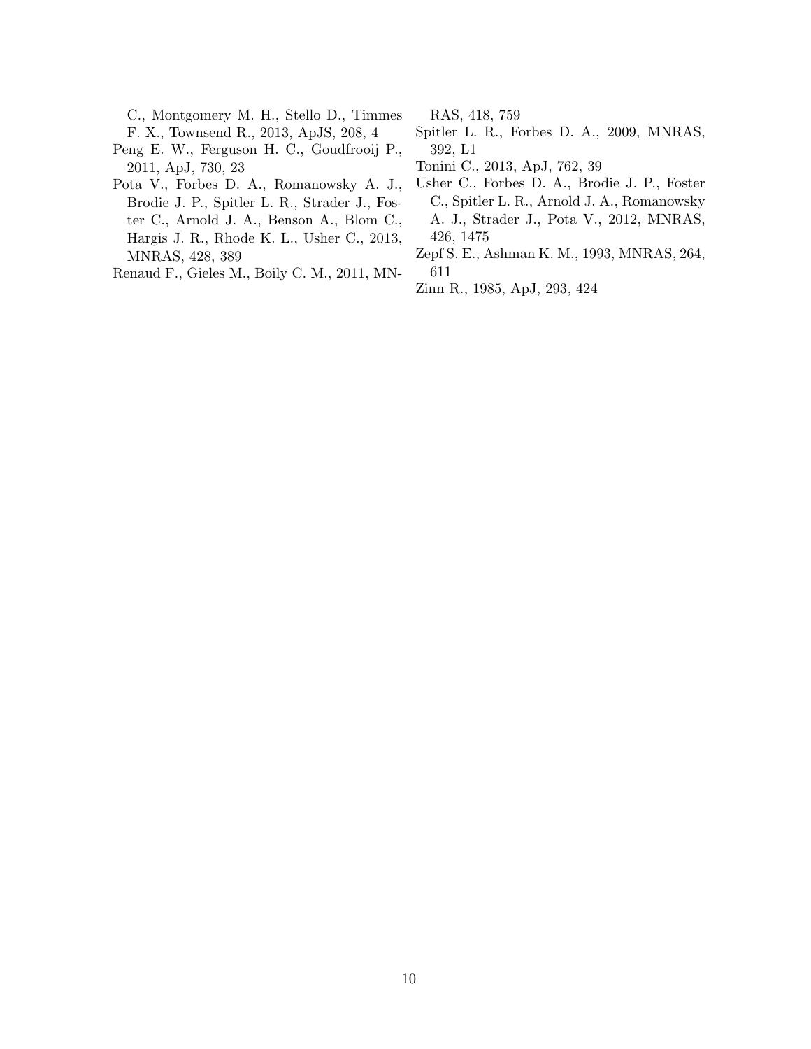C., Montgomery M. H., Stello D., Timmes F. X., Townsend R., 2013, ApJS, 208, 4

Peng E. W., Ferguson H. C., Goudfrooij P., 2011, ApJ, 730, 23

Pota V., Forbes D. A., Romanowsky A. J., Brodie J. P., Spitler L. R., Strader J., Foster C., Arnold J. A., Benson A., Blom C., Hargis J. R., Rhode K. L., Usher C., 2013, MNRAS, 428, 389

Renaud F., Gieles M., Boily C. M., 2011, MNRAS, 418, 759

Spitler L. R., Forbes D. A., 2009, MNRAS, 392, L1

Tonini C., 2013, ApJ, 762, 39

Usher C., Forbes D. A., Brodie J. P., Foster C., Spitler L. R., Arnold J. A., Romanowsky A. J., Strader J., Pota V., 2012, MNRAS, 426, 1475

Zepf S. E., Ashman K. M., 1993, MNRAS, 264, 611

Zinn R., 1985, ApJ, 293, 424